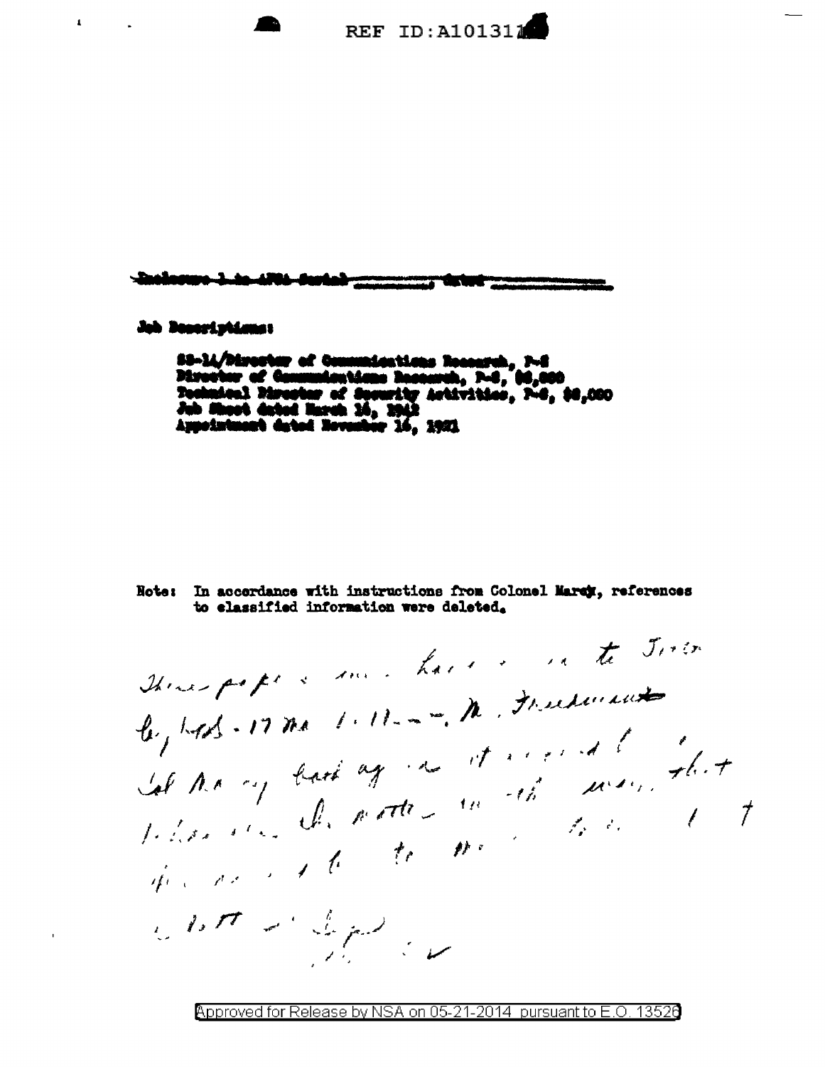Inclosure 1 to AFSA Serial ________ dated ________

Job Descriptions:

SS-14/Director of Communications Research, P-8
Director of Communications Research, P-8, $8,000
Technical Director of Security Activities, P-8, $8,000
Job Sheet dated March 16, 1942
Appointment dated November 16, 1921

Note: In accordance with instructions from Colonel Marcy, references to classified information were deleted.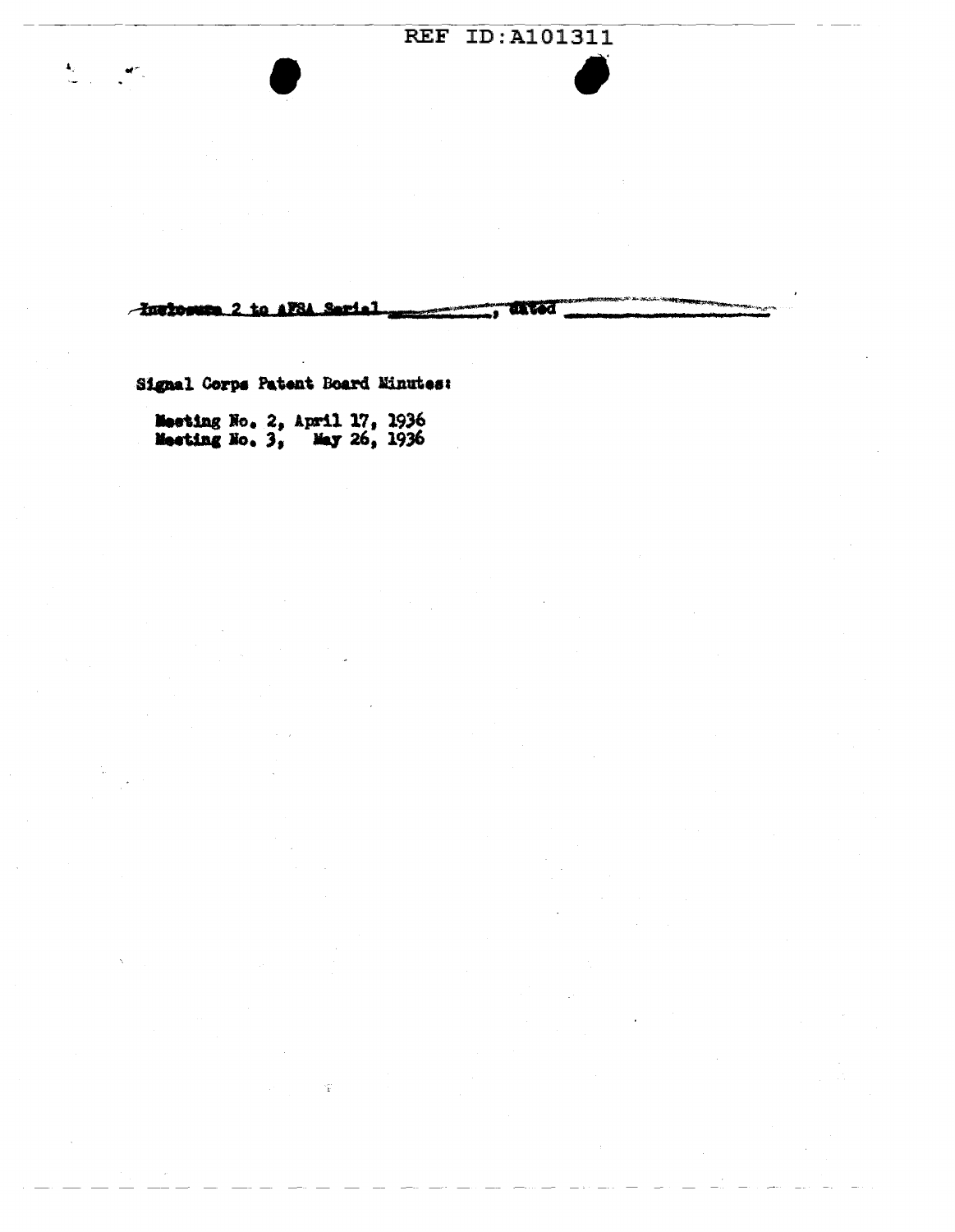REF ID:A101311

Inclosure 2 to AFSA Serial \_\_\_\_\_\_\_\_\_\_, dated \_\_\_\_\_\_\_\_\_\_

Signal Corps Patent Board Minutes:

Meeting No. 2, April 17, 1936
Meeting No. 3, May 26, 1936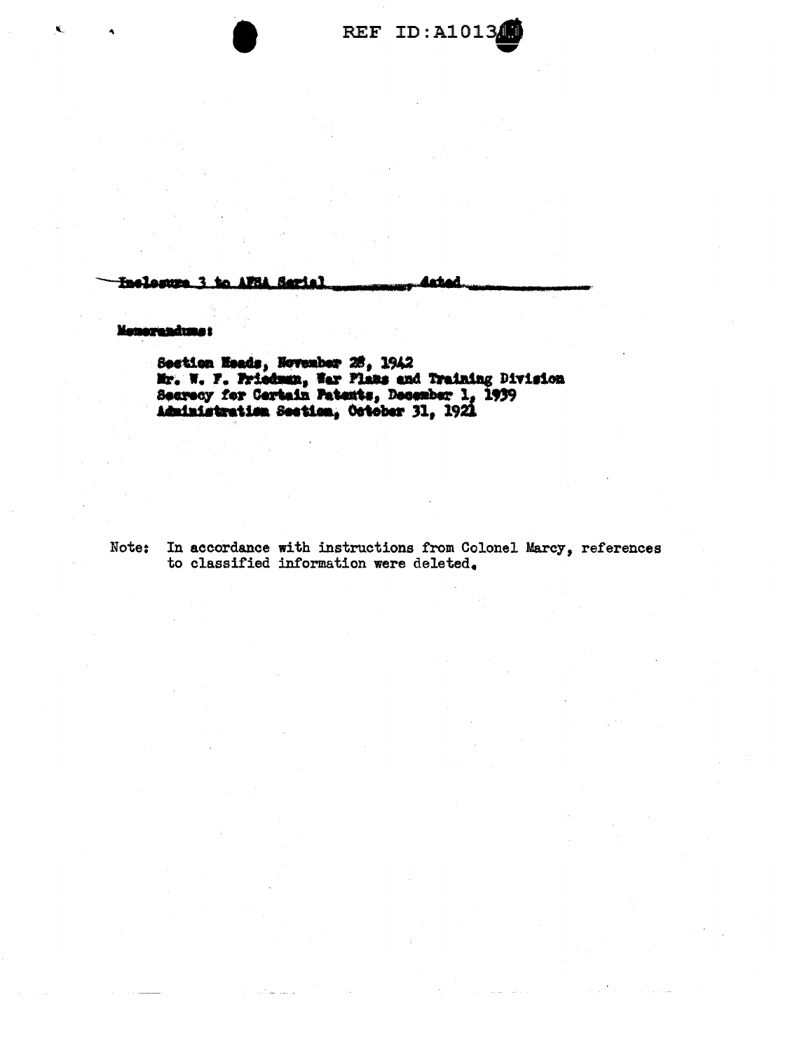REF ID:A1013

Inclosure 3 to AFSA Serial \_\_\_\_\_\_\_\_ dated \_\_\_\_\_\_\_\_

**Memorandums:**

Section Heads, November 28, 1942
Mr. W. F. Friedman, War Plans and Training Division
Secrecy for Certain Patents, December 1, 1939
Administration Section, October 31, 1921

Note: In accordance with instructions from Colonel Marcy, references to classified information were deleted.